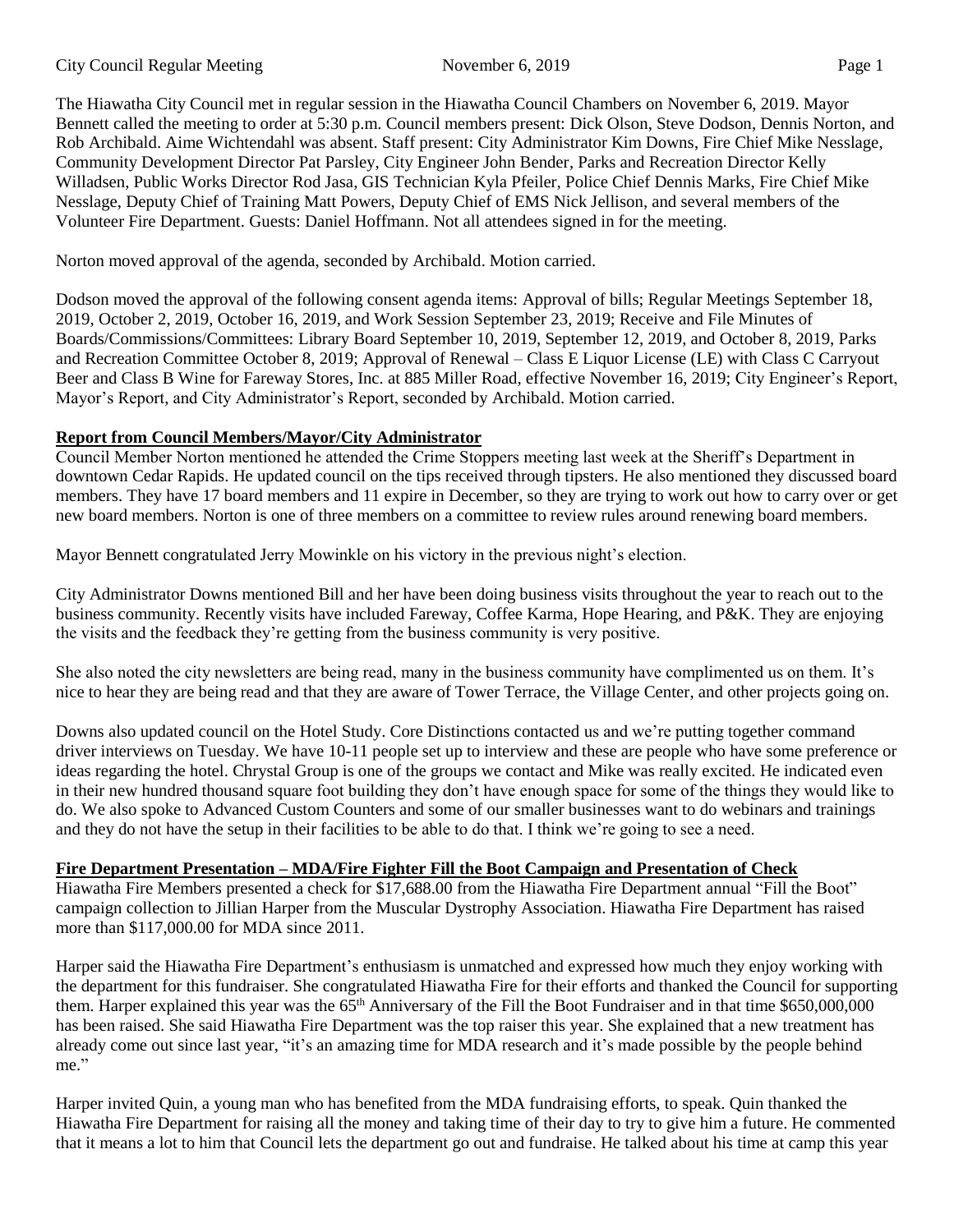The Hiawatha City Council met in regular session in the Hiawatha Council Chambers on November 6, 2019. Mayor Bennett called the meeting to order at 5:30 p.m. Council members present: Dick Olson, Steve Dodson, Dennis Norton, and Rob Archibald. Aime Wichtendahl was absent. Staff present: City Administrator Kim Downs, Fire Chief Mike Nesslage, Community Development Director Pat Parsley, City Engineer John Bender, Parks and Recreation Director Kelly Willadsen, Public Works Director Rod Jasa, GIS Technician Kyla Pfeiler, Police Chief Dennis Marks, Fire Chief Mike Nesslage, Deputy Chief of Training Matt Powers, Deputy Chief of EMS Nick Jellison, and several members of the Volunteer Fire Department. Guests: Daniel Hoffmann. Not all attendees signed in for the meeting.

Norton moved approval of the agenda, seconded by Archibald. Motion carried.

Dodson moved the approval of the following consent agenda items: Approval of bills; Regular Meetings September 18, 2019, October 2, 2019, October 16, 2019, and Work Session September 23, 2019; Receive and File Minutes of Boards/Commissions/Committees: Library Board September 10, 2019, September 12, 2019, and October 8, 2019, Parks and Recreation Committee October 8, 2019; Approval of Renewal – Class E Liquor License (LE) with Class C Carryout Beer and Class B Wine for Fareway Stores, Inc. at 885 Miller Road, effective November 16, 2019; City Engineer's Report, Mayor's Report, and City Administrator's Report, seconded by Archibald. Motion carried.

**Report from Council Members/Mayor/City Administrator**

Council Member Norton mentioned he attended the Crime Stoppers meeting last week at the Sheriff's Department in downtown Cedar Rapids. He updated council on the tips received through tipsters. He also mentioned they discussed board members. They have 17 board members and 11 expire in December, so they are trying to work out how to carry over or get new board members. Norton is one of three members on a committee to review rules around renewing board members.

Mayor Bennett congratulated Jerry Mowinkle on his victory in the previous night's election.

City Administrator Downs mentioned Bill and her have been doing business visits throughout the year to reach out to the business community. Recently visits have included Fareway, Coffee Karma, Hope Hearing, and P&K. They are enjoying the visits and the feedback they're getting from the business community is very positive.

She also noted the city newsletters are being read, many in the business community have complimented us on them. It's nice to hear they are being read and that they are aware of Tower Terrace, the Village Center, and other projects going on.

Downs also updated council on the Hotel Study. Core Distinctions contacted us and we're putting together command driver interviews on Tuesday. We have 10-11 people set up to interview and these are people who have some preference or ideas regarding the hotel. Chrystal Group is one of the groups we contact and Mike was really excited. He indicated even in their new hundred thousand square foot building they don't have enough space for some of the things they would like to do. We also spoke to Advanced Custom Counters and some of our smaller businesses want to do webinars and trainings and they do not have the setup in their facilities to be able to do that. I think we're going to see a need.

**Fire Department Presentation – MDA/Fire Fighter Fill the Boot Campaign and Presentation of Check**

Hiawatha Fire Members presented a check for $17,688.00 from the Hiawatha Fire Department annual "Fill the Boot" campaign collection to Jillian Harper from the Muscular Dystrophy Association. Hiawatha Fire Department has raised more than $117,000.00 for MDA since 2011.

Harper said the Hiawatha Fire Department's enthusiasm is unmatched and expressed how much they enjoy working with the department for this fundraiser. She congratulated Hiawatha Fire for their efforts and thanked the Council for supporting them. Harper explained this year was the 65th Anniversary of the Fill the Boot Fundraiser and in that time $650,000,000 has been raised. She said Hiawatha Fire Department was the top raiser this year. She explained that a new treatment has already come out since last year, "it's an amazing time for MDA research and it's made possible by the people behind me."

Harper invited Quin, a young man who has benefited from the MDA fundraising efforts, to speak. Quin thanked the Hiawatha Fire Department for raising all the money and taking time of their day to try to give him a future. He commented that it means a lot to him that Council lets the department go out and fundraise. He talked about his time at camp this year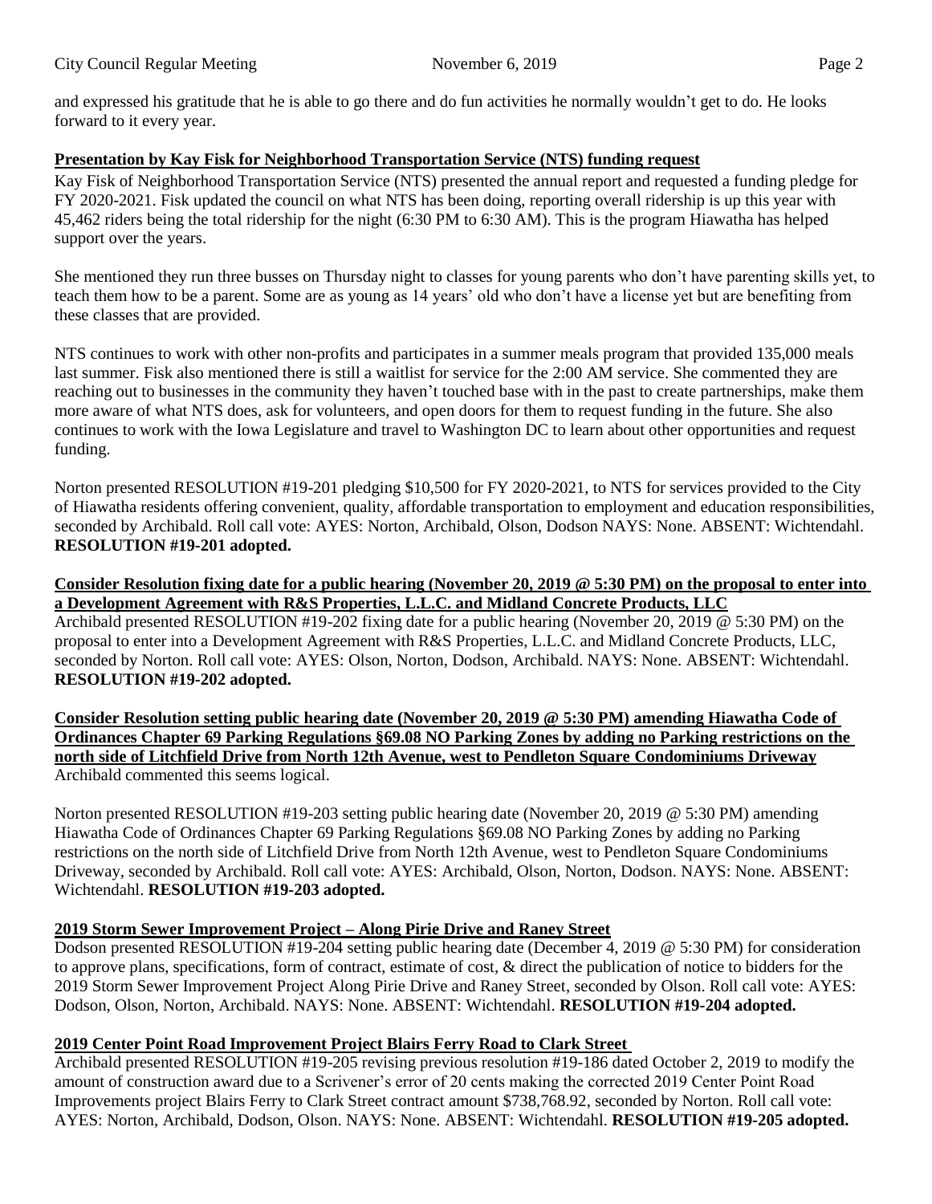and expressed his gratitude that he is able to go there and do fun activities he normally wouldn't get to do. He looks forward to it every year.

**Presentation by Kay Fisk for Neighborhood Transportation Service (NTS) funding request**

Kay Fisk of Neighborhood Transportation Service (NTS) presented the annual report and requested a funding pledge for FY 2020-2021. Fisk updated the council on what NTS has been doing, reporting overall ridership is up this year with 45,462 riders being the total ridership for the night (6:30 PM to 6:30 AM). This is the program Hiawatha has helped support over the years.

She mentioned they run three busses on Thursday night to classes for young parents who don't have parenting skills yet, to teach them how to be a parent. Some are as young as 14 years' old who don't have a license yet but are benefiting from these classes that are provided.

NTS continues to work with other non-profits and participates in a summer meals program that provided 135,000 meals last summer. Fisk also mentioned there is still a waitlist for service for the 2:00 AM service. She commented they are reaching out to businesses in the community they haven't touched base with in the past to create partnerships, make them more aware of what NTS does, ask for volunteers, and open doors for them to request funding in the future. She also continues to work with the Iowa Legislature and travel to Washington DC to learn about other opportunities and request funding.

Norton presented RESOLUTION #19-201 pledging $10,500 for FY 2020-2021, to NTS for services provided to the City of Hiawatha residents offering convenient, quality, affordable transportation to employment and education responsibilities, seconded by Archibald. Roll call vote: AYES: Norton, Archibald, Olson, Dodson NAYS: None. ABSENT: Wichtendahl. **RESOLUTION #19-201 adopted.**

**Consider Resolution fixing date for a public hearing (November 20, 2019 @ 5:30 PM) on the proposal to enter into a Development Agreement with R&S Properties, L.L.C. and Midland Concrete Products, LLC**

Archibald presented RESOLUTION #19-202 fixing date for a public hearing (November 20, 2019 @ 5:30 PM) on the proposal to enter into a Development Agreement with R&S Properties, L.L.C. and Midland Concrete Products, LLC, seconded by Norton. Roll call vote: AYES: Olson, Norton, Dodson, Archibald. NAYS: None. ABSENT: Wichtendahl. **RESOLUTION #19-202 adopted.**

**Consider Resolution setting public hearing date (November 20, 2019 @ 5:30 PM) amending Hiawatha Code of Ordinances Chapter 69 Parking Regulations §69.08 NO Parking Zones by adding no Parking restrictions on the north side of Litchfield Drive from North 12th Avenue, west to Pendleton Square Condominiums Driveway**

Archibald commented this seems logical.

Norton presented RESOLUTION #19-203 setting public hearing date (November 20, 2019 @ 5:30 PM) amending Hiawatha Code of Ordinances Chapter 69 Parking Regulations §69.08 NO Parking Zones by adding no Parking restrictions on the north side of Litchfield Drive from North 12th Avenue, west to Pendleton Square Condominiums Driveway, seconded by Archibald. Roll call vote: AYES: Archibald, Olson, Norton, Dodson. NAYS: None. ABSENT: Wichtendahl. **RESOLUTION #19-203 adopted.**

**2019 Storm Sewer Improvement Project – Along Pirie Drive and Raney Street**

Dodson presented RESOLUTION #19-204 setting public hearing date (December 4, 2019 @ 5:30 PM) for consideration to approve plans, specifications, form of contract, estimate of cost, & direct the publication of notice to bidders for the 2019 Storm Sewer Improvement Project Along Pirie Drive and Raney Street, seconded by Olson. Roll call vote: AYES: Dodson, Olson, Norton, Archibald. NAYS: None. ABSENT: Wichtendahl. **RESOLUTION #19-204 adopted.**

**2019 Center Point Road Improvement Project Blairs Ferry Road to Clark Street**

Archibald presented RESOLUTION #19-205 revising previous resolution #19-186 dated October 2, 2019 to modify the amount of construction award due to a Scrivener's error of 20 cents making the corrected 2019 Center Point Road Improvements project Blairs Ferry to Clark Street contract amount $738,768.92, seconded by Norton. Roll call vote: AYES: Norton, Archibald, Dodson, Olson. NAYS: None. ABSENT: Wichtendahl. **RESOLUTION #19-205 adopted.**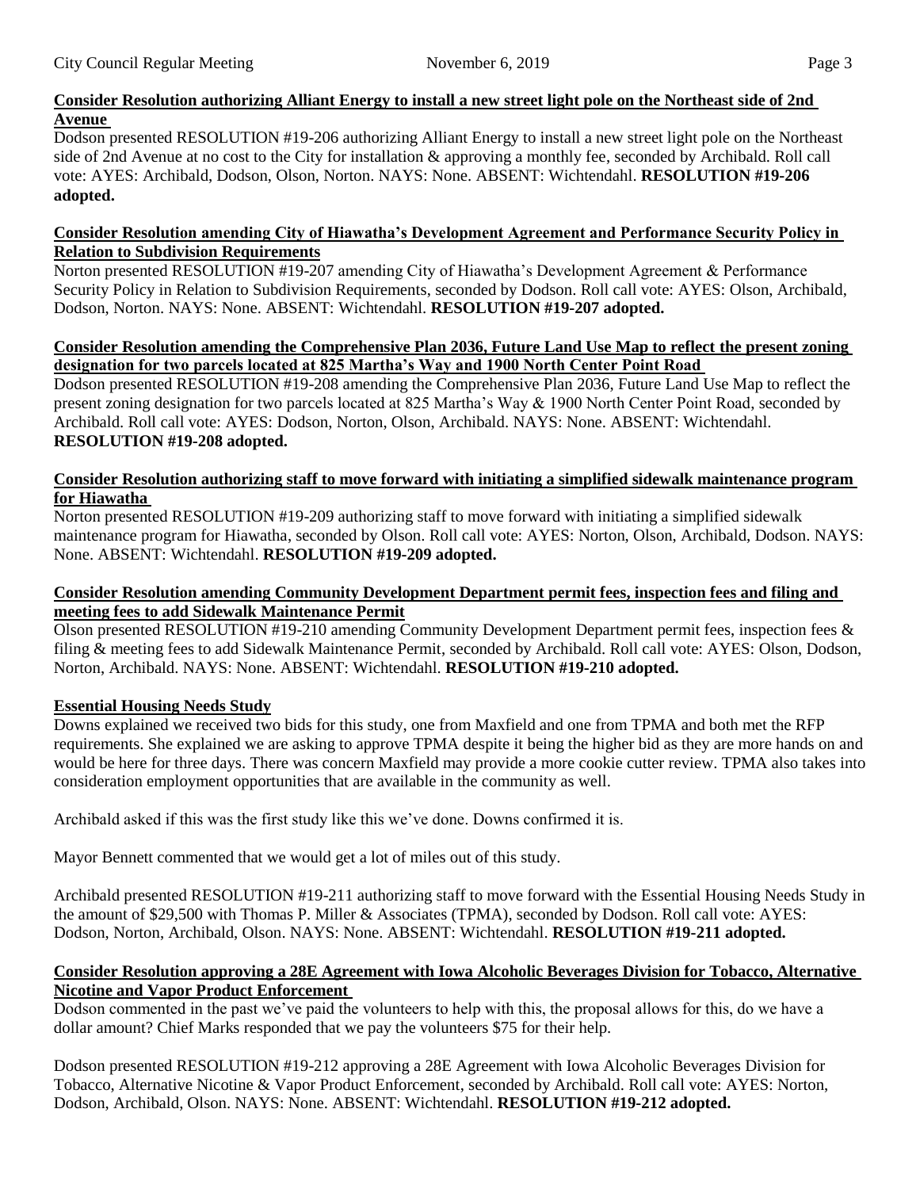**Consider Resolution authorizing Alliant Energy to install a new street light pole on the Northeast side of 2nd Avenue**

Dodson presented RESOLUTION #19-206 authorizing Alliant Energy to install a new street light pole on the Northeast side of 2nd Avenue at no cost to the City for installation & approving a monthly fee, seconded by Archibald. Roll call vote: AYES: Archibald, Dodson, Olson, Norton. NAYS: None. ABSENT: Wichtendahl. **RESOLUTION #19-206 adopted.**

**Consider Resolution amending City of Hiawatha's Development Agreement and Performance Security Policy in Relation to Subdivision Requirements**

Norton presented RESOLUTION #19-207 amending City of Hiawatha's Development Agreement & Performance Security Policy in Relation to Subdivision Requirements, seconded by Dodson. Roll call vote: AYES: Olson, Archibald, Dodson, Norton. NAYS: None. ABSENT: Wichtendahl. **RESOLUTION #19-207 adopted.**

**Consider Resolution amending the Comprehensive Plan 2036, Future Land Use Map to reflect the present zoning designation for two parcels located at 825 Martha's Way and 1900 North Center Point Road**

Dodson presented RESOLUTION #19-208 amending the Comprehensive Plan 2036, Future Land Use Map to reflect the present zoning designation for two parcels located at 825 Martha's Way & 1900 North Center Point Road, seconded by Archibald. Roll call vote: AYES: Dodson, Norton, Olson, Archibald. NAYS: None. ABSENT: Wichtendahl. **RESOLUTION #19-208 adopted.**

**Consider Resolution authorizing staff to move forward with initiating a simplified sidewalk maintenance program for Hiawatha**

Norton presented RESOLUTION #19-209 authorizing staff to move forward with initiating a simplified sidewalk maintenance program for Hiawatha, seconded by Olson. Roll call vote: AYES: Norton, Olson, Archibald, Dodson. NAYS: None. ABSENT: Wichtendahl. **RESOLUTION #19-209 adopted.**

**Consider Resolution amending Community Development Department permit fees, inspection fees and filing and meeting fees to add Sidewalk Maintenance Permit**

Olson presented RESOLUTION #19-210 amending Community Development Department permit fees, inspection fees & filing & meeting fees to add Sidewalk Maintenance Permit, seconded by Archibald. Roll call vote: AYES: Olson, Dodson, Norton, Archibald. NAYS: None. ABSENT: Wichtendahl. **RESOLUTION #19-210 adopted.**

**Essential Housing Needs Study**

Downs explained we received two bids for this study, one from Maxfield and one from TPMA and both met the RFP requirements. She explained we are asking to approve TPMA despite it being the higher bid as they are more hands on and would be here for three days. There was concern Maxfield may provide a more cookie cutter review. TPMA also takes into consideration employment opportunities that are available in the community as well.

Archibald asked if this was the first study like this we've done. Downs confirmed it is.

Mayor Bennett commented that we would get a lot of miles out of this study.

Archibald presented RESOLUTION #19-211 authorizing staff to move forward with the Essential Housing Needs Study in the amount of $29,500 with Thomas P. Miller & Associates (TPMA), seconded by Dodson. Roll call vote: AYES: Dodson, Norton, Archibald, Olson. NAYS: None. ABSENT: Wichtendahl. **RESOLUTION #19-211 adopted.**

**Consider Resolution approving a 28E Agreement with Iowa Alcoholic Beverages Division for Tobacco, Alternative Nicotine and Vapor Product Enforcement**

Dodson commented in the past we've paid the volunteers to help with this, the proposal allows for this, do we have a dollar amount? Chief Marks responded that we pay the volunteers $75 for their help.

Dodson presented RESOLUTION #19-212 approving a 28E Agreement with Iowa Alcoholic Beverages Division for Tobacco, Alternative Nicotine & Vapor Product Enforcement, seconded by Archibald. Roll call vote: AYES: Norton, Dodson, Archibald, Olson. NAYS: None. ABSENT: Wichtendahl. **RESOLUTION #19-212 adopted.**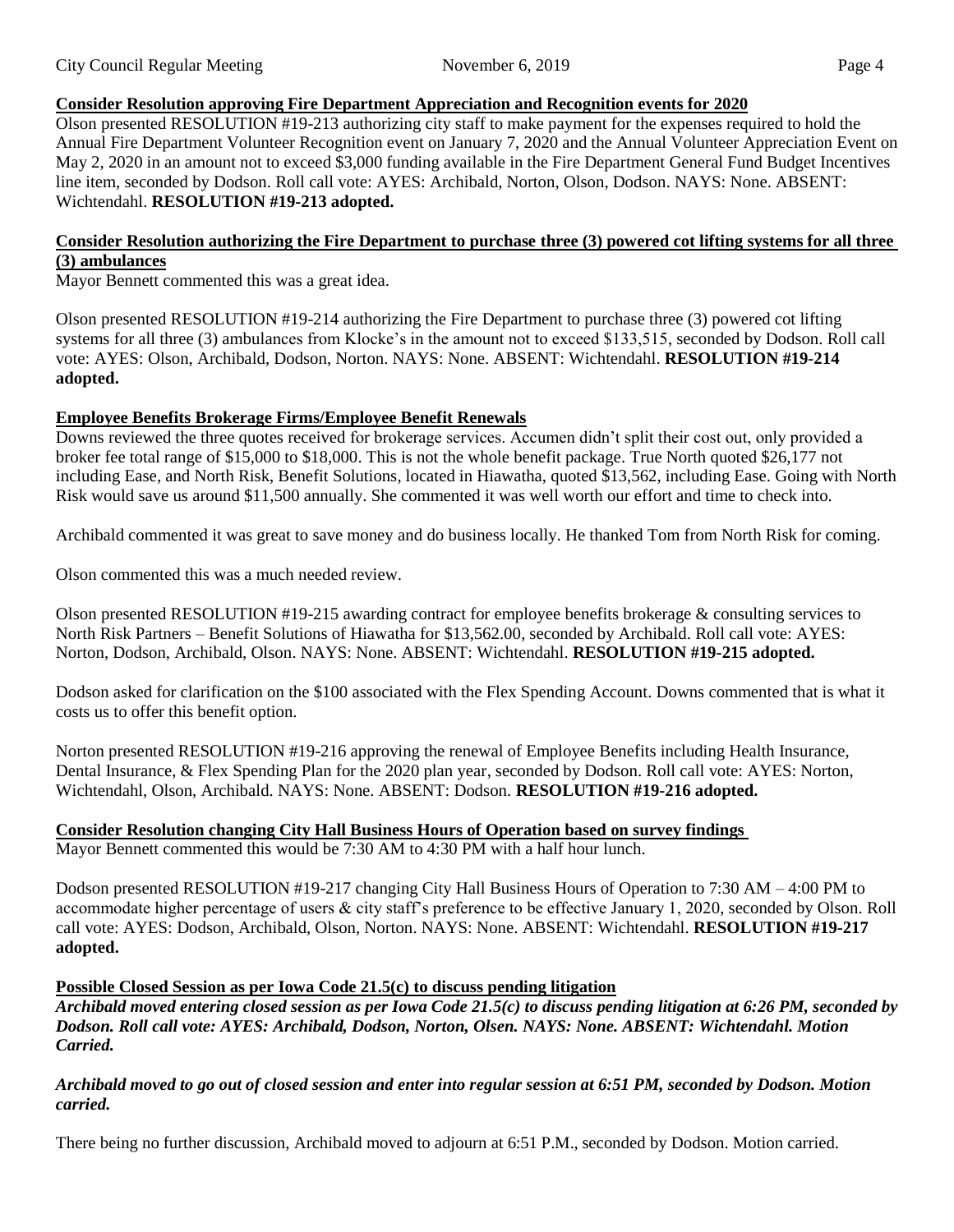**Consider Resolution approving Fire Department Appreciation and Recognition events for 2020**

Olson presented RESOLUTION #19-213 authorizing city staff to make payment for the expenses required to hold the Annual Fire Department Volunteer Recognition event on January 7, 2020 and the Annual Volunteer Appreciation Event on May 2, 2020 in an amount not to exceed $3,000 funding available in the Fire Department General Fund Budget Incentives line item, seconded by Dodson. Roll call vote: AYES: Archibald, Norton, Olson, Dodson. NAYS: None. ABSENT: Wichtendahl. **RESOLUTION #19-213 adopted.**

**Consider Resolution authorizing the Fire Department to purchase three (3) powered cot lifting systems for all three (3) ambulances**

Mayor Bennett commented this was a great idea.

Olson presented RESOLUTION #19-214 authorizing the Fire Department to purchase three (3) powered cot lifting systems for all three (3) ambulances from Klocke's in the amount not to exceed $133,515, seconded by Dodson. Roll call vote: AYES: Olson, Archibald, Dodson, Norton. NAYS: None. ABSENT: Wichtendahl. **RESOLUTION #19-214 adopted.**

**Employee Benefits Brokerage Firms/Employee Benefit Renewals**

Downs reviewed the three quotes received for brokerage services. Accumen didn't split their cost out, only provided a broker fee total range of $15,000 to $18,000. This is not the whole benefit package. True North quoted $26,177 not including Ease, and North Risk, Benefit Solutions, located in Hiawatha, quoted $13,562, including Ease. Going with North Risk would save us around $11,500 annually. She commented it was well worth our effort and time to check into.

Archibald commented it was great to save money and do business locally. He thanked Tom from North Risk for coming.

Olson commented this was a much needed review.

Olson presented RESOLUTION #19-215 awarding contract for employee benefits brokerage & consulting services to North Risk Partners – Benefit Solutions of Hiawatha for $13,562.00, seconded by Archibald. Roll call vote: AYES: Norton, Dodson, Archibald, Olson. NAYS: None. ABSENT: Wichtendahl. **RESOLUTION #19-215 adopted.**

Dodson asked for clarification on the $100 associated with the Flex Spending Account. Downs commented that is what it costs us to offer this benefit option.

Norton presented RESOLUTION #19-216 approving the renewal of Employee Benefits including Health Insurance, Dental Insurance, & Flex Spending Plan for the 2020 plan year, seconded by Dodson. Roll call vote: AYES: Norton, Wichtendahl, Olson, Archibald. NAYS: None. ABSENT: Dodson. **RESOLUTION #19-216 adopted.**

**Consider Resolution changing City Hall Business Hours of Operation based on survey findings**

Mayor Bennett commented this would be 7:30 AM to 4:30 PM with a half hour lunch.

Dodson presented RESOLUTION #19-217 changing City Hall Business Hours of Operation to 7:30 AM – 4:00 PM to accommodate higher percentage of users & city staff's preference to be effective January 1, 2020, seconded by Olson. Roll call vote: AYES: Dodson, Archibald, Olson, Norton. NAYS: None. ABSENT: Wichtendahl. **RESOLUTION #19-217 adopted.**

**Possible Closed Session as per Iowa Code 21.5(c) to discuss pending litigation**

***Archibald moved entering closed session as per Iowa Code 21.5(c) to discuss pending litigation at 6:26 PM, seconded by Dodson. Roll call vote: AYES: Archibald, Dodson, Norton, Olsen. NAYS: None. ABSENT: Wichtendahl. Motion Carried.***

***Archibald moved to go out of closed session and enter into regular session at 6:51 PM, seconded by Dodson. Motion carried.***

There being no further discussion, Archibald moved to adjourn at 6:51 P.M., seconded by Dodson. Motion carried.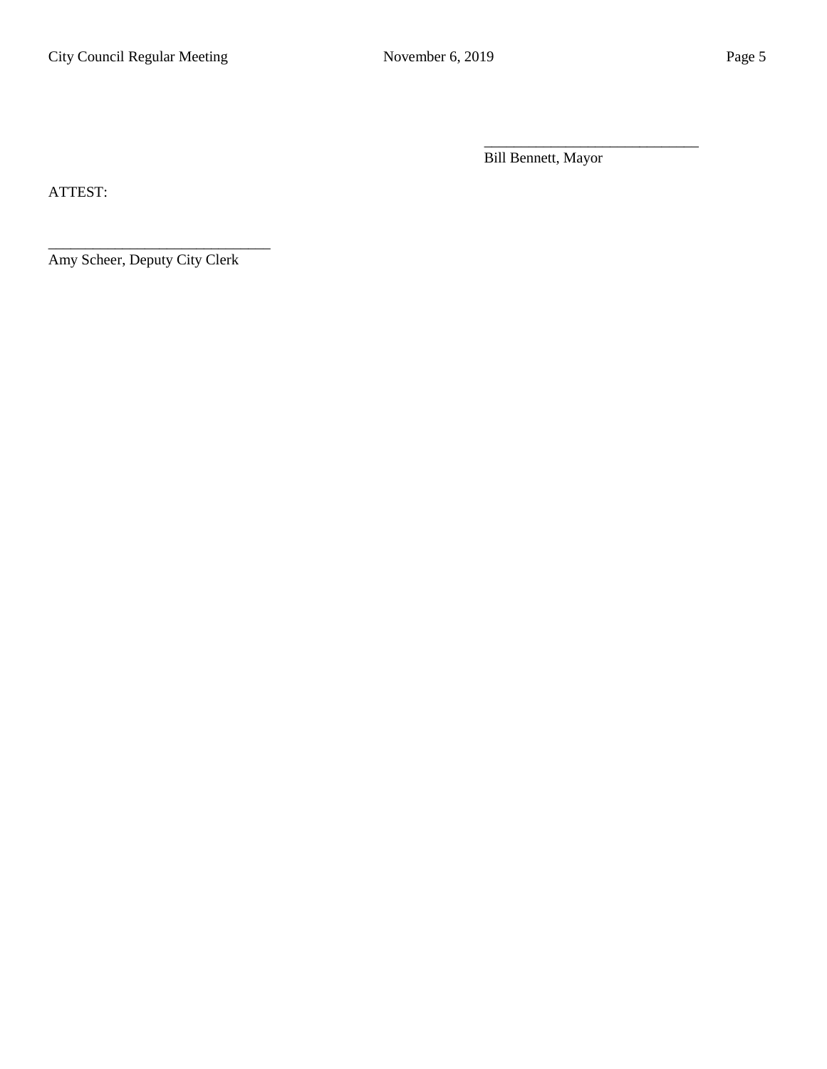______________________________
Bill Bennett, Mayor

ATTEST:

______________________________
Amy Scheer, Deputy City Clerk